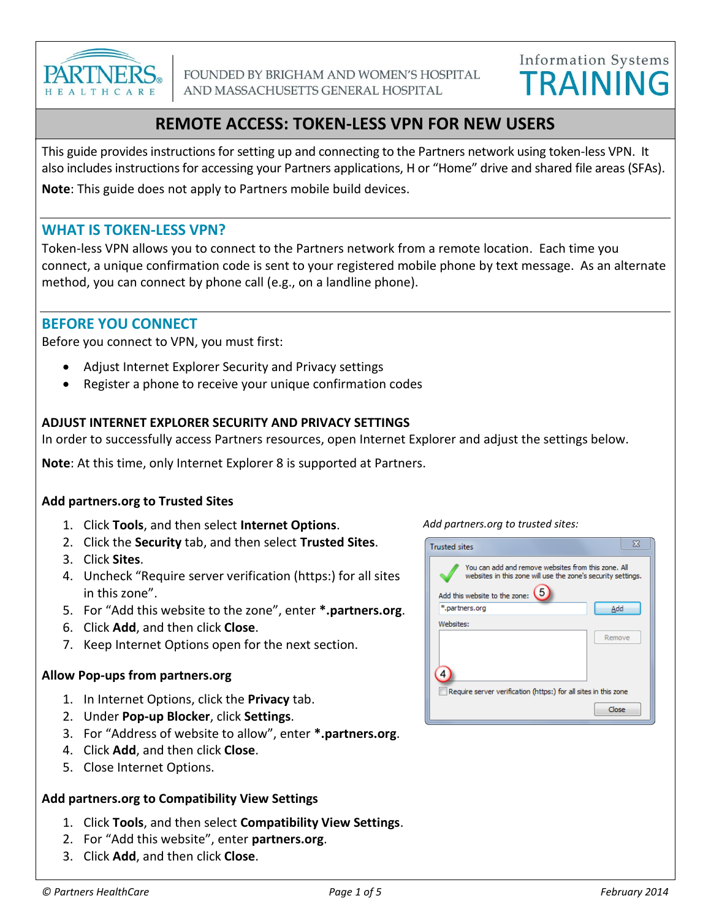# REMOTE ACCESS: TOKEN-LESS VPN FOR NEW USERS

This guide provides instructions for setting up and connecting to the Partners network using token-less VPN. It also includes instructions for accessing your Partners applications, H or "Home" drive and shared file areas (SFAs).

**Note**: This guide does not apply to Partners mobile build devices.

## WHAT IS TOKEN-LESS VPN?

Token-less VPN allows you to connect to the Partners network from a remote location. Each time you connect, a unique confirmation code is sent to your registered mobile phone by text message. As an alternate method, you can connect by phone call (e.g., on a landline phone).

## BEFORE YOU CONNECT

Before you connect to VPN, you must first:

- Adjust Internet Explorer Security and Privacy settings
- Register a phone to receive your unique confirmation codes

### ADJUST INTERNET EXPLORER SECURITY AND PRIVACY SETTINGS

In order to successfully access Partners resources, open Internet Explorer and adjust the settings below.

**Note**: At this time, only Internet Explorer 8 is supported at Partners.

#### Add partners.org to Trusted Sites

1. Click **Tools**, and then select **Internet Options**.
2. Click the **Security** tab, and then select **Trusted Sites**.
3. Click **Sites**.
4. Uncheck "Require server verification (https:) for all sites in this zone".
5. For "Add this website to the zone", enter ***.partners.org**.
6. Click **Add**, and then click **Close**.
7. Keep Internet Options open for the next section.

*Add partners.org to trusted sites:*

#### Allow Pop-ups from partners.org

1. In Internet Options, click the **Privacy** tab.
2. Under **Pop-up Blocker**, click **Settings**.
3. For "Address of website to allow", enter ***.partners.org**.
4. Click **Add**, and then click **Close**.
5. Close Internet Options.

#### Add partners.org to Compatibility View Settings

1. Click **Tools**, and then select **Compatibility View Settings**.
2. For "Add this website", enter **partners.org**.
3. Click **Add**, and then click **Close**.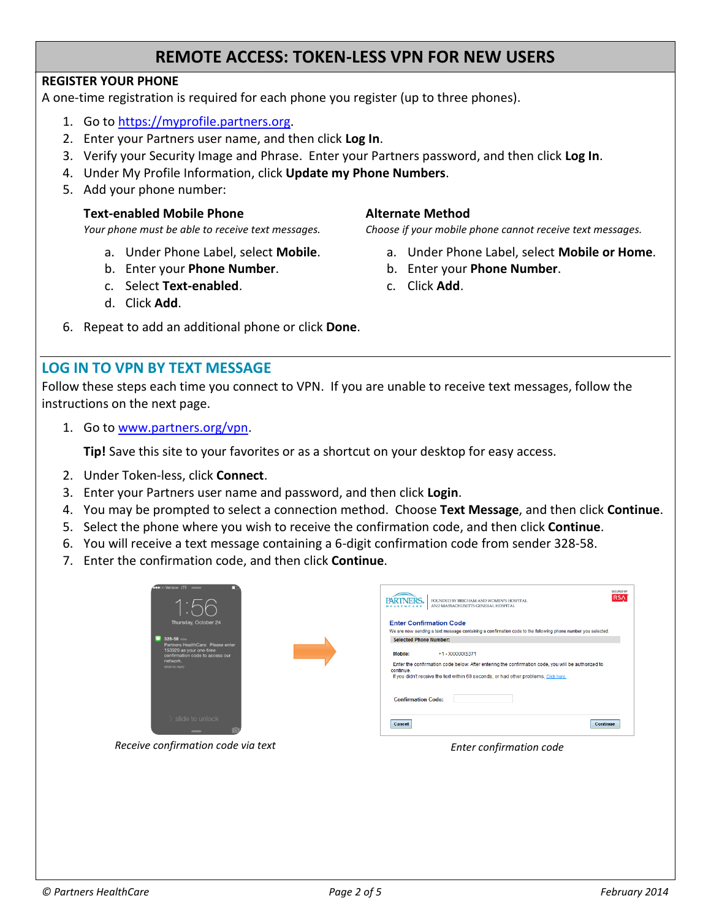# REMOTE ACCESS: TOKEN-LESS VPN FOR NEW USERS

**REGISTER YOUR PHONE**

A one-time registration is required for each phone you register (up to three phones).

1. Go to https://myprofile.partners.org.
2. Enter your Partners user name, and then click **Log In**.
3. Verify your Security Image and Phrase. Enter your Partners password, and then click **Log In**.
4. Under My Profile Information, click **Update my Phone Numbers**.
5. Add your phone number:

   **Text-enabled Mobile Phone**

   *Your phone must be able to receive text messages.*

   a. Under Phone Label, select **Mobile**.
   b. Enter your **Phone Number**.
   c. Select **Text-enabled**.
   d. Click **Add**.

   **Alternate Method**

   *Choose if your mobile phone cannot receive text messages.*

   a. Under Phone Label, select **Mobile or Home**.
   b. Enter your **Phone Number**.
   c. Click **Add**.

6. Repeat to add an additional phone or click **Done**.

## LOG IN TO VPN BY TEXT MESSAGE

Follow these steps each time you connect to VPN. If you are unable to receive text messages, follow the instructions on the next page.

1. Go to www.partners.org/vpn.

   **Tip!** Save this site to your favorites or as a shortcut on your desktop for easy access.

2. Under Token-less, click **Connect**.
3. Enter your Partners user name and password, and then click **Login**.
4. You may be prompted to select a connection method. Choose **Text Message**, and then click **Continue**.
5. Select the phone where you wish to receive the confirmation code, and then click **Continue**.
6. You will receive a text message containing a 6-digit confirmation code from sender 328-58.
7. Enter the confirmation code, and then click **Continue**.

*Receive confirmation code via text*

*Enter confirmation code*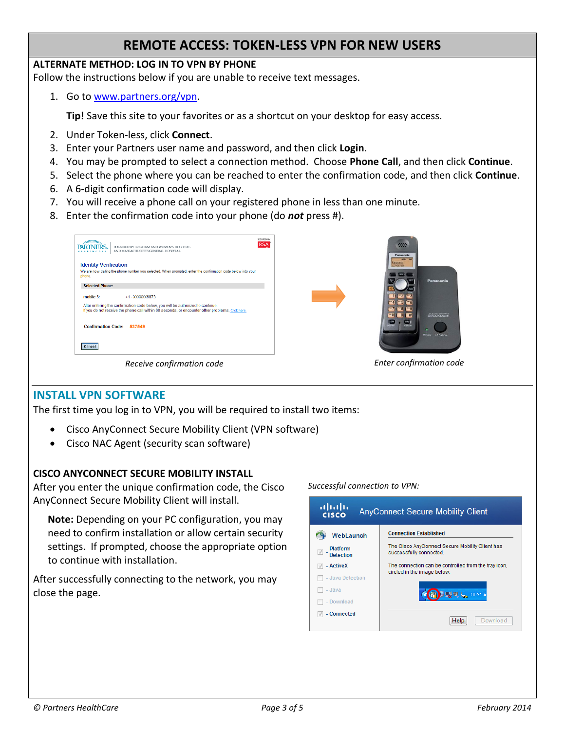# REMOTE ACCESS: TOKEN-LESS VPN FOR NEW USERS

## ALTERNATE METHOD: LOG IN TO VPN BY PHONE

Follow the instructions below if you are unable to receive text messages.

1. Go to www.partners.org/vpn.

   **Tip!** Save this site to your favorites or as a shortcut on your desktop for easy access.

2. Under Token-less, click **Connect**.
3. Enter your Partners user name and password, and then click **Login**.
4. You may be prompted to select a connection method. Choose **Phone Call**, and then click **Continue**.
5. Select the phone where you can be reached to enter the confirmation code, and then click **Continue**.
6. A 6-digit confirmation code will display.
7. You will receive a phone call on your registered phone in less than one minute.
8. Enter the confirmation code into your phone (do ***not*** press #).

*Receive confirmation code*

*Enter confirmation code*

## INSTALL VPN SOFTWARE

The first time you log in to VPN, you will be required to install two items:

- Cisco AnyConnect Secure Mobility Client (VPN software)
- Cisco NAC Agent (security scan software)

### CISCO ANYCONNECT SECURE MOBILITY INSTALL

After you enter the unique confirmation code, the Cisco AnyConnect Secure Mobility Client will install.

**Note:** Depending on your PC configuration, you may need to confirm installation or allow certain security settings. If prompted, choose the appropriate option to continue with installation.

After successfully connecting to the network, you may close the page.

*Successful connection to VPN:*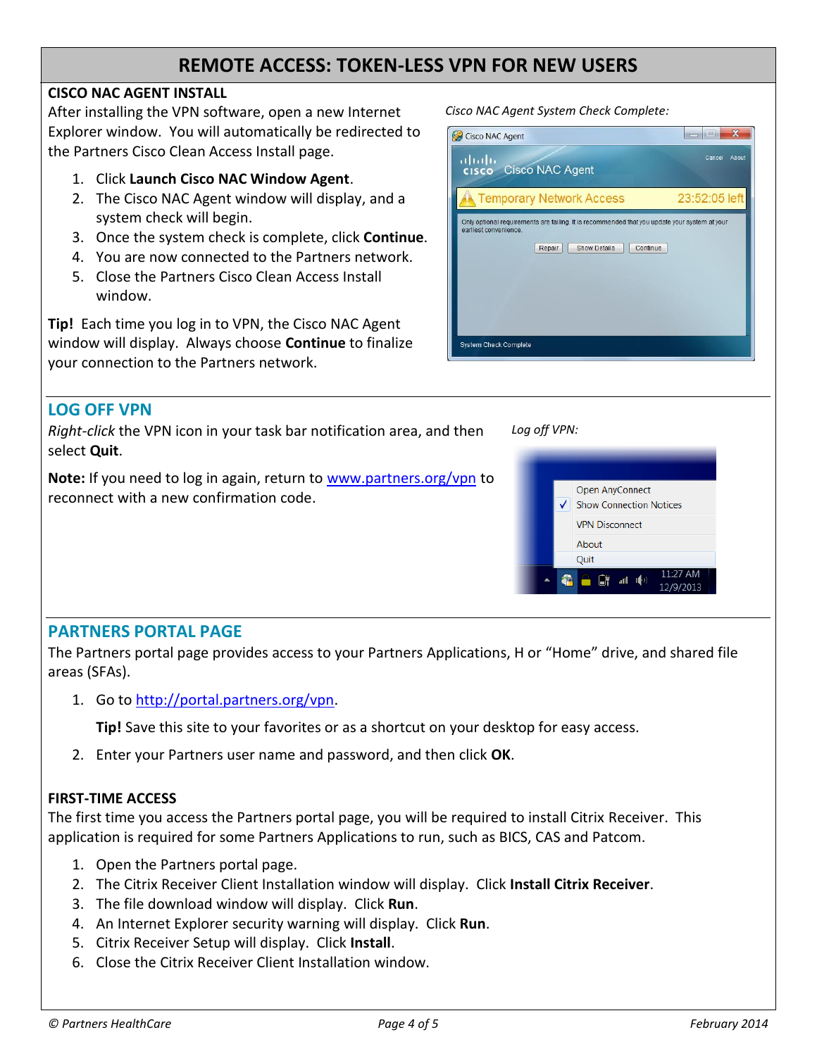# REMOTE ACCESS: TOKEN-LESS VPN FOR NEW USERS

### CISCO NAC AGENT INSTALL

After installing the VPN software, open a new Internet Explorer window. You will automatically be redirected to the Partners Cisco Clean Access Install page.

1. Click **Launch Cisco NAC Window Agent**.
2. The Cisco NAC Agent window will display, and a system check will begin.
3. Once the system check is complete, click **Continue**.
4. You are now connected to the Partners network.
5. Close the Partners Cisco Clean Access Install window.

**Tip!** Each time you log in to VPN, the Cisco NAC Agent window will display. Always choose **Continue** to finalize your connection to the Partners network.

*Cisco NAC Agent System Check Complete:*

## LOG OFF VPN

*Right-click* the VPN icon in your task bar notification area, and then select **Quit**.

**Note:** If you need to log in again, return to www.partners.org/vpn to reconnect with a new confirmation code.

*Log off VPN:*

## PARTNERS PORTAL PAGE

The Partners portal page provides access to your Partners Applications, H or "Home" drive, and shared file areas (SFAs).

1. Go to http://portal.partners.org/vpn.

   **Tip!** Save this site to your favorites or as a shortcut on your desktop for easy access.

2. Enter your Partners user name and password, and then click **OK**.

### FIRST-TIME ACCESS

The first time you access the Partners portal page, you will be required to install Citrix Receiver. This application is required for some Partners Applications to run, such as BICS, CAS and Patcom.

1. Open the Partners portal page.
2. The Citrix Receiver Client Installation window will display. Click **Install Citrix Receiver**.
3. The file download window will display. Click **Run**.
4. An Internet Explorer security warning will display. Click **Run**.
5. Citrix Receiver Setup will display. Click **Install**.
6. Close the Citrix Receiver Client Installation window.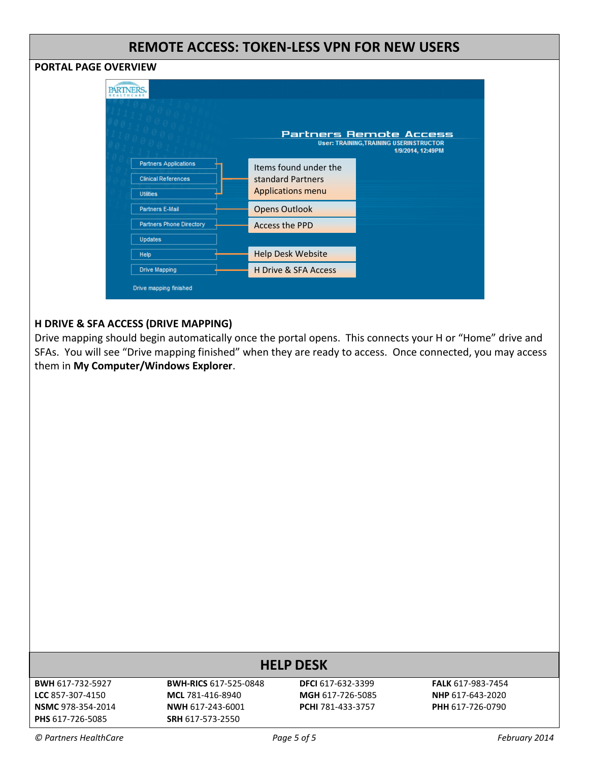# REMOTE ACCESS: TOKEN-LESS VPN FOR NEW USERS

## PORTAL PAGE OVERVIEW

PARTNERS HEALTHCARE

Partners Remote Access
User: TRAINING,TRAINING USERINSTRUCTOR
1/9/2014, 12:49PM

Partners Applications
Clinical References
Utilities
Items found under the standard Partners Applications menu

Partners E-Mail
Opens Outlook

Partners Phone Directory
Access the PPD

Updates

Help
Help Desk Website

Drive Mapping
H Drive & SFA Access

Drive mapping finished

## H DRIVE & SFA ACCESS (DRIVE MAPPING)

Drive mapping should begin automatically once the portal opens. This connects your H or "Home" drive and SFAs. You will see "Drive mapping finished" when they are ready to access. Once connected, you may access them in **My Computer/Windows Explorer**.

## HELP DESK

| | | | |
|---|---|---|---|
| **BWH** 617-732-5927 | **BWH-RICS** 617-525-0848 | **DFCI** 617-632-3399 | **FALK** 617-983-7454 |
| **LCC** 857-307-4150 | **MCL** 781-416-8940 | **MGH** 617-726-5085 | **NHP** 617-643-2020 |
| **NSMC** 978-354-2014 | **NWH** 617-243-6001 | **PCHI** 781-433-3757 | **PHH** 617-726-0790 |
| **PHS** 617-726-5085 | **SRH** 617-573-2550 | | |

*© Partners HealthCare* *February 2014*